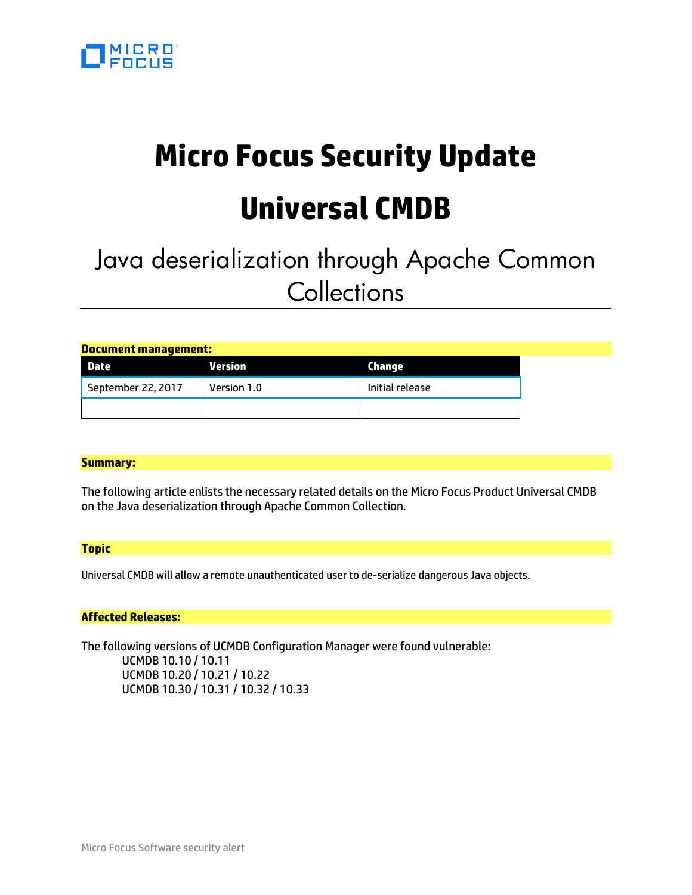# Micro Focus Security Update

# Universal CMDB

## Java deserialization through Apache Common Collections

**Document management:**

| Date | Version | Change |
|---|---|---|
| September 22, 2017 | Version 1.0 | Initial release |
| | | |

**Summary:**

The following article enlists the necessary related details on the Micro Focus Product Universal CMDB on the Java deserialization through Apache Common Collection.

**Topic**

Universal CMDB will allow a remote unauthenticated user to de-serialize dangerous Java objects.

**Affected Releases:**

The following versions of UCMDB Configuration Manager were found vulnerable:

- UCMDB 10.10 / 10.11
- UCMDB 10.20 / 10.21 / 10.22
- UCMDB 10.30 / 10.31 / 10.32 / 10.33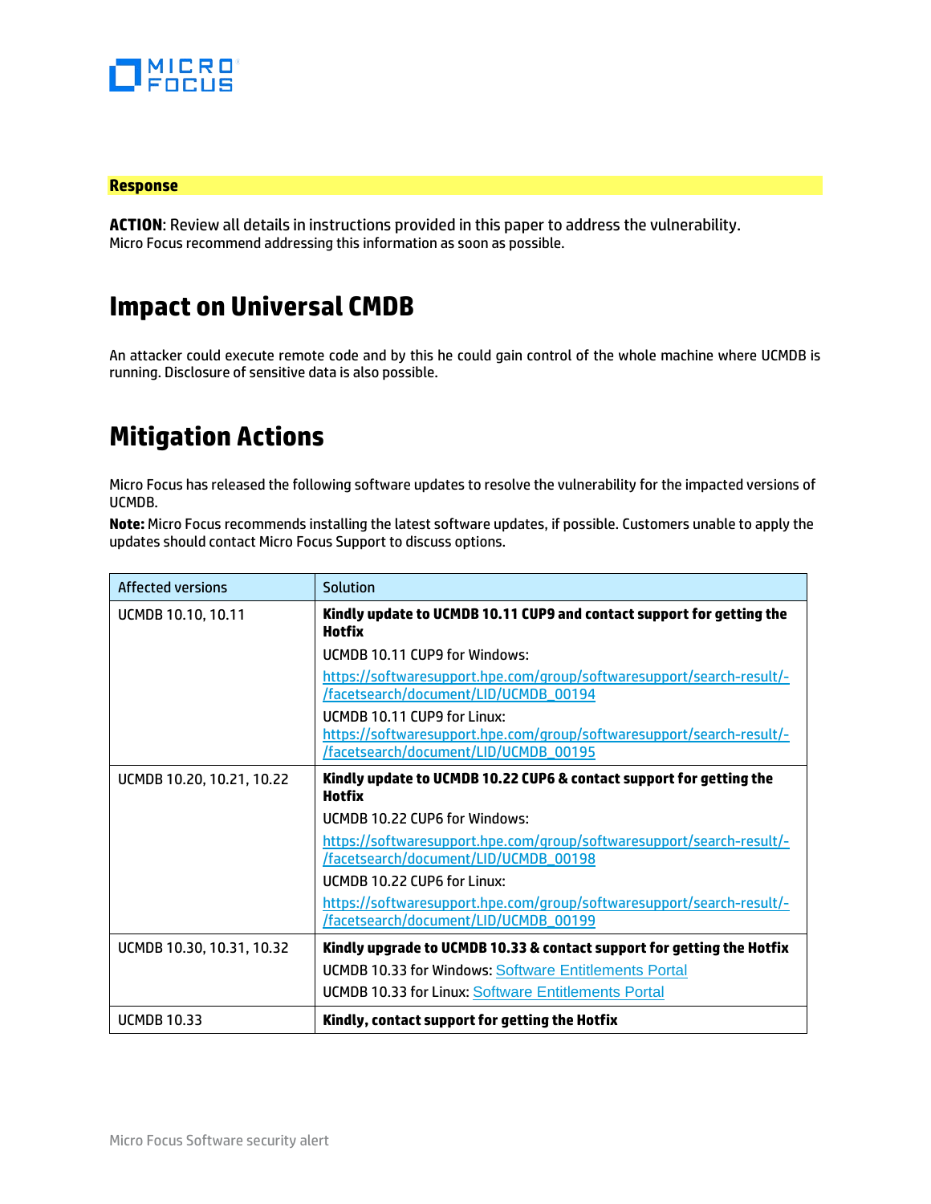**Response**

**ACTION**: Review all details in instructions provided in this paper to address the vulnerability.
Micro Focus recommend addressing this information as soon as possible.

# Impact on Universal CMDB

An attacker could execute remote code and by this he could gain control of the whole machine where UCMDB is running. Disclosure of sensitive data is also possible.

# Mitigation Actions

Micro Focus has released the following software updates to resolve the vulnerability for the impacted versions of UCMDB.

**Note:** Micro Focus recommends installing the latest software updates, if possible. Customers unable to apply the updates should contact Micro Focus Support to discuss options.

| Affected versions | Solution |
|---|---|
| UCMDB 10.10, 10.11 | **Kindly update to UCMDB 10.11 CUP9 and contact support for getting the Hotfix**<br>UCMDB 10.11 CUP9 for Windows:<br>https://softwaresupport.hpe.com/group/softwaresupport/search-result/-/facetsearch/document/LID/UCMDB_00194<br>UCMDB 10.11 CUP9 for Linux:<br>https://softwaresupport.hpe.com/group/softwaresupport/search-result/-/facetsearch/document/LID/UCMDB_00195 |
| UCMDB 10.20, 10.21, 10.22 | **Kindly update to UCMDB 10.22 CUP6 & contact support for getting the Hotfix**<br>UCMDB 10.22 CUP6 for Windows:<br>https://softwaresupport.hpe.com/group/softwaresupport/search-result/-/facetsearch/document/LID/UCMDB_00198<br>UCMDB 10.22 CUP6 for Linux:<br>https://softwaresupport.hpe.com/group/softwaresupport/search-result/-/facetsearch/document/LID/UCMDB_00199 |
| UCMDB 10.30, 10.31, 10.32 | **Kindly upgrade to UCMDB 10.33 & contact support for getting the Hotfix**<br>UCMDB 10.33 for Windows: Software Entitlements Portal<br>UCMDB 10.33 for Linux: Software Entitlements Portal |
| UCMDB 10.33 | **Kindly, contact support for getting the Hotfix** |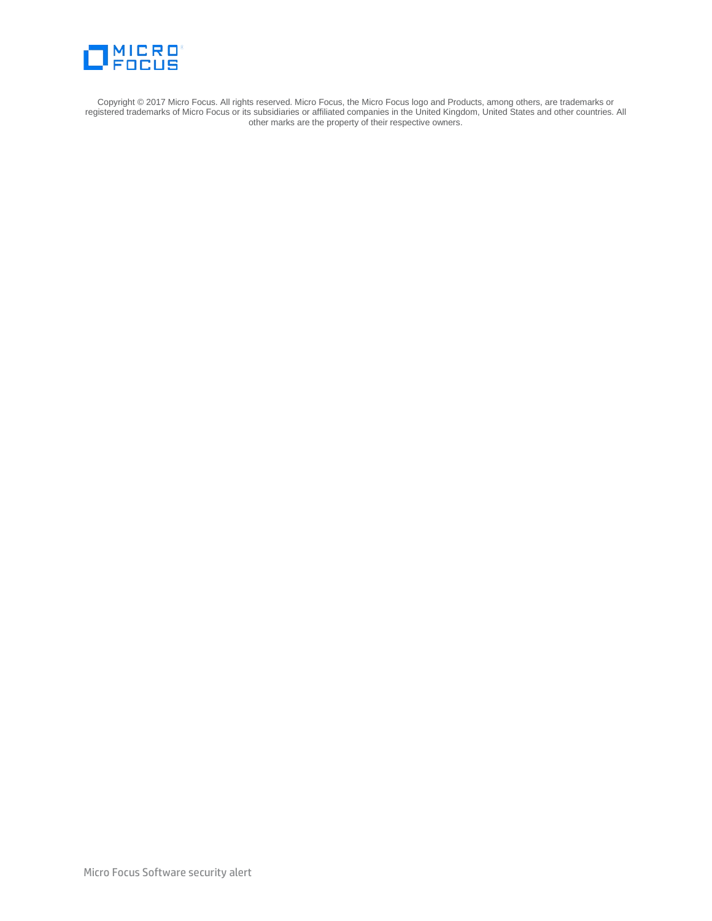Copyright © 2017 Micro Focus. All rights reserved. Micro Focus, the Micro Focus logo and Products, among others, are trademarks or registered trademarks of Micro Focus or its subsidiaries or affiliated companies in the United Kingdom, United States and other countries. All other marks are the property of their respective owners.